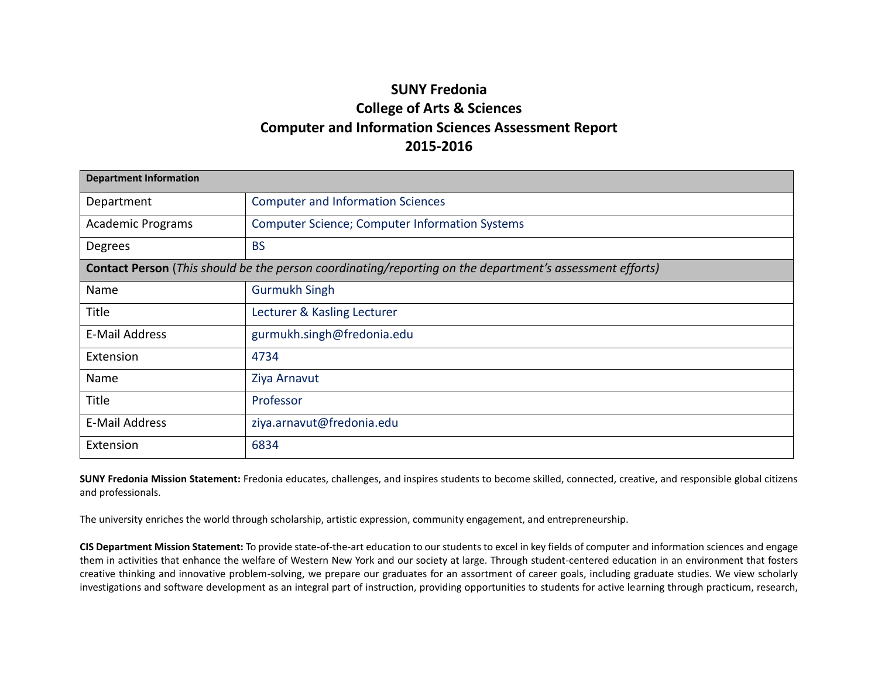# SUNY Fredonia
## College of Arts & Sciences
## Computer and Information Sciences Assessment Report
## 2015-2016

| **Department Information** | |
|---|---|
| Department | Computer and Information Sciences |
| Academic Programs | Computer Science; Computer Information Systems |
| Degrees | BS |
| **Contact Person** (*This should be the person coordinating/reporting on the department's assessment efforts*) | |
| Name | Gurmukh Singh |
| Title | Lecturer & Kasling Lecturer |
| E-Mail Address | gurmukh.singh@fredonia.edu |
| Extension | 4734 |
| Name | Ziya Arnavut |
| Title | Professor |
| E-Mail Address | ziya.arnavut@fredonia.edu |
| Extension | 6834 |

**SUNY Fredonia Mission Statement:** Fredonia educates, challenges, and inspires students to become skilled, connected, creative, and responsible global citizens and professionals.

The university enriches the world through scholarship, artistic expression, community engagement, and entrepreneurship.

**CIS Department Mission Statement:** To provide state-of-the-art education to our students to excel in key fields of computer and information sciences and engage them in activities that enhance the welfare of Western New York and our society at large. Through student-centered education in an environment that fosters creative thinking and innovative problem-solving, we prepare our graduates for an assortment of career goals, including graduate studies. We view scholarly investigations and software development as an integral part of instruction, providing opportunities to students for active learning through practicum, research,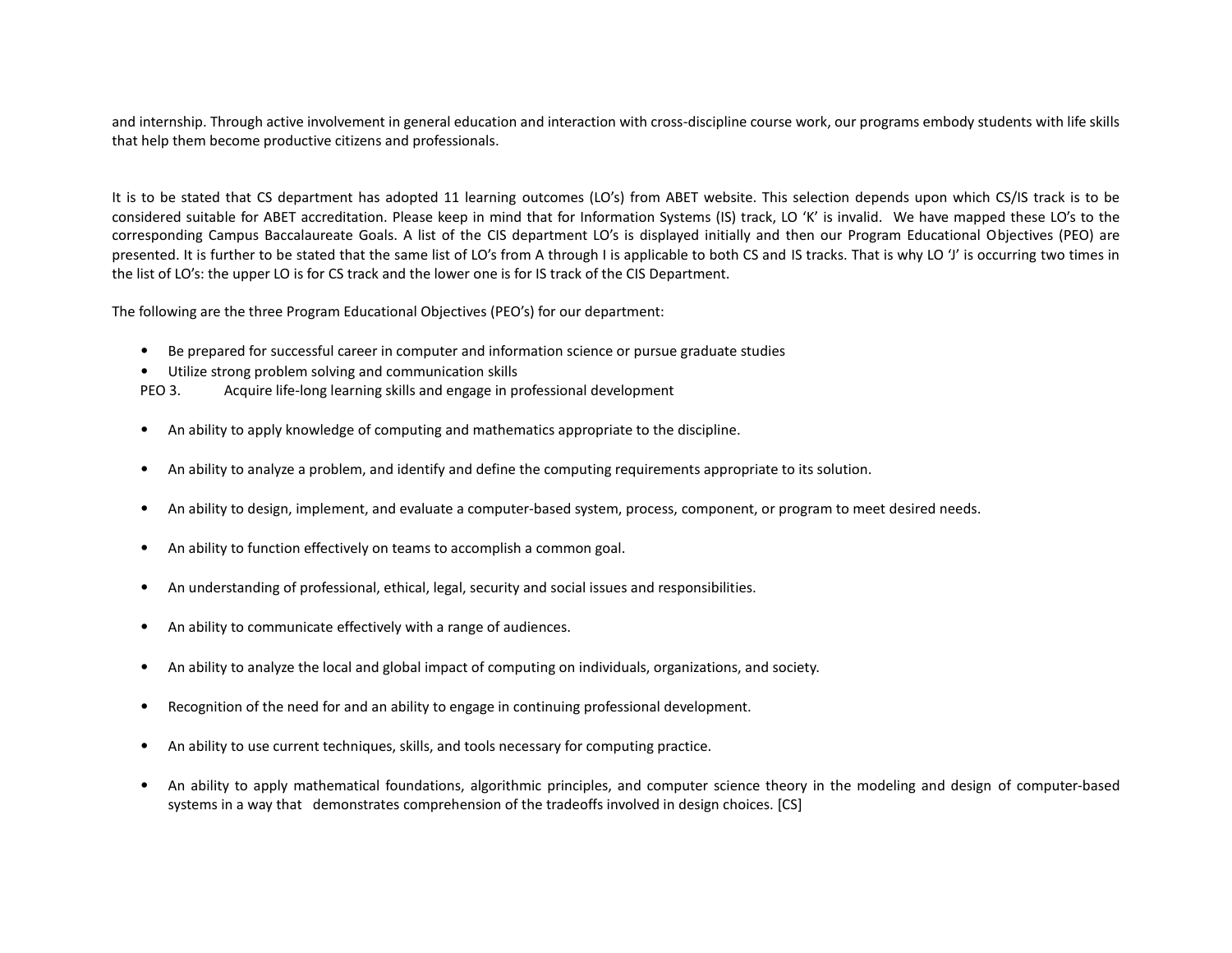and internship. Through active involvement in general education and interaction with cross-discipline course work, our programs embody students with life skills that help them become productive citizens and professionals.

It is to be stated that CS department has adopted 11 learning outcomes (LO's) from ABET website. This selection depends upon which CS/IS track is to be considered suitable for ABET accreditation. Please keep in mind that for Information Systems (IS) track, LO 'K' is invalid. We have mapped these LO's to the corresponding Campus Baccalaureate Goals. A list of the CIS department LO's is displayed initially and then our Program Educational Objectives (PEO) are presented. It is further to be stated that the same list of LO's from A through I is applicable to both CS and IS tracks. That is why LO 'J' is occurring two times in the list of LO's: the upper LO is for CS track and the lower one is for IS track of the CIS Department.

The following are the three Program Educational Objectives (PEO's) for our department:

- Be prepared for successful career in computer and information science or pursue graduate studies
- Utilize strong problem solving and communication skills

PEO 3. Acquire life-long learning skills and engage in professional development

- An ability to apply knowledge of computing and mathematics appropriate to the discipline.
- An ability to analyze a problem, and identify and define the computing requirements appropriate to its solution.
- An ability to design, implement, and evaluate a computer-based system, process, component, or program to meet desired needs.
- An ability to function effectively on teams to accomplish a common goal.
- An understanding of professional, ethical, legal, security and social issues and responsibilities.
- An ability to communicate effectively with a range of audiences.
- An ability to analyze the local and global impact of computing on individuals, organizations, and society.
- Recognition of the need for and an ability to engage in continuing professional development.
- An ability to use current techniques, skills, and tools necessary for computing practice.
- An ability to apply mathematical foundations, algorithmic principles, and computer science theory in the modeling and design of computer-based systems in a way that demonstrates comprehension of the tradeoffs involved in design choices. [CS]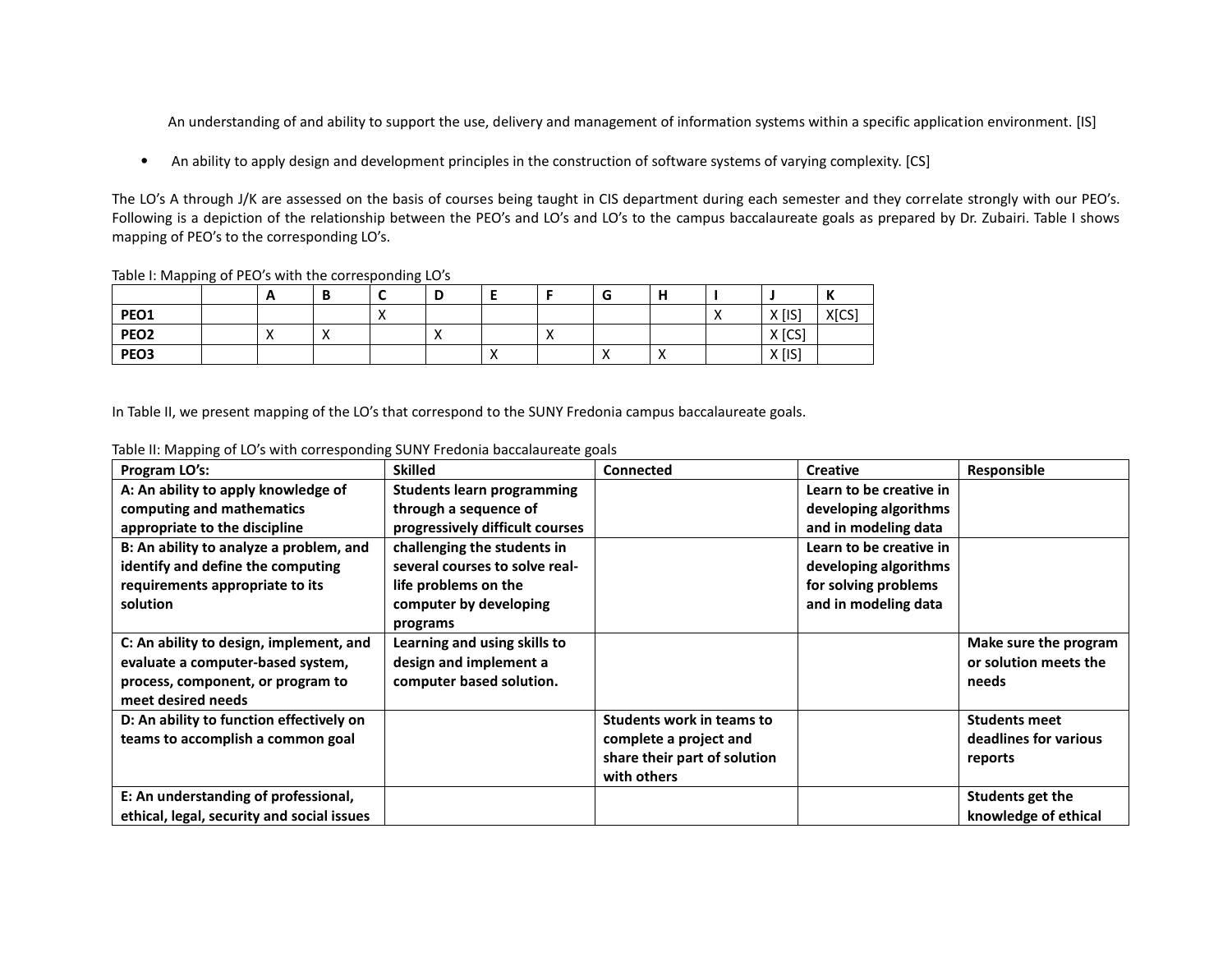An understanding of and ability to support the use, delivery and management of information systems within a specific application environment. [IS]

- An ability to apply design and development principles in the construction of software systems of varying complexity. [CS]

The LO's A through J/K are assessed on the basis of courses being taught in CIS department during each semester and they correlate strongly with our PEO's. Following is a depiction of the relationship between the PEO's and LO's and LO's to the campus baccalaureate goals as prepared by Dr. Zubairi. Table I shows mapping of PEO's to the corresponding LO's.

Table I: Mapping of PEO's with the corresponding LO's

| | | A | B | C | D | E | F | G | H | I | J | K |
|---|---|---|---|---|---|---|---|---|---|---|---|---|
| **PEO1** | | | | X | | | | | | X | X [IS] | X[CS] |
| **PEO2** | | X | X | | X | | X | | | | X [CS] | |
| **PEO3** | | | | | | X | | X | X | | X [IS] | |

In Table II, we present mapping of the LO's that correspond to the SUNY Fredonia campus baccalaureate goals.

Table II: Mapping of LO's with corresponding SUNY Fredonia baccalaureate goals

| Program LO's: | Skilled | Connected | Creative | Responsible |
|---|---|---|---|---|
| **A: An ability to apply knowledge of computing and mathematics appropriate to the discipline** | **Students learn programming through a sequence of progressively difficult courses** | | **Learn to be creative in developing algorithms and in modeling data** | |
| **B: An ability to analyze a problem, and identify and define the computing requirements appropriate to its solution** | **challenging the students in several courses to solve real-life problems on the computer by developing programs** | | **Learn to be creative in developing algorithms for solving problems and in modeling data** | |
| **C: An ability to design, implement, and evaluate a computer-based system, process, component, or program to meet desired needs** | **Learning and using skills to design and implement a computer based solution.** | | | **Make sure the program or solution meets the needs** |
| **D: An ability to function effectively on teams to accomplish a common goal** | | **Students work in teams to complete a project and share their part of solution with others** | | **Students meet deadlines for various reports** |
| **E: An understanding of professional, ethical, legal, security and social issues** | | | | **Students get the knowledge of ethical** |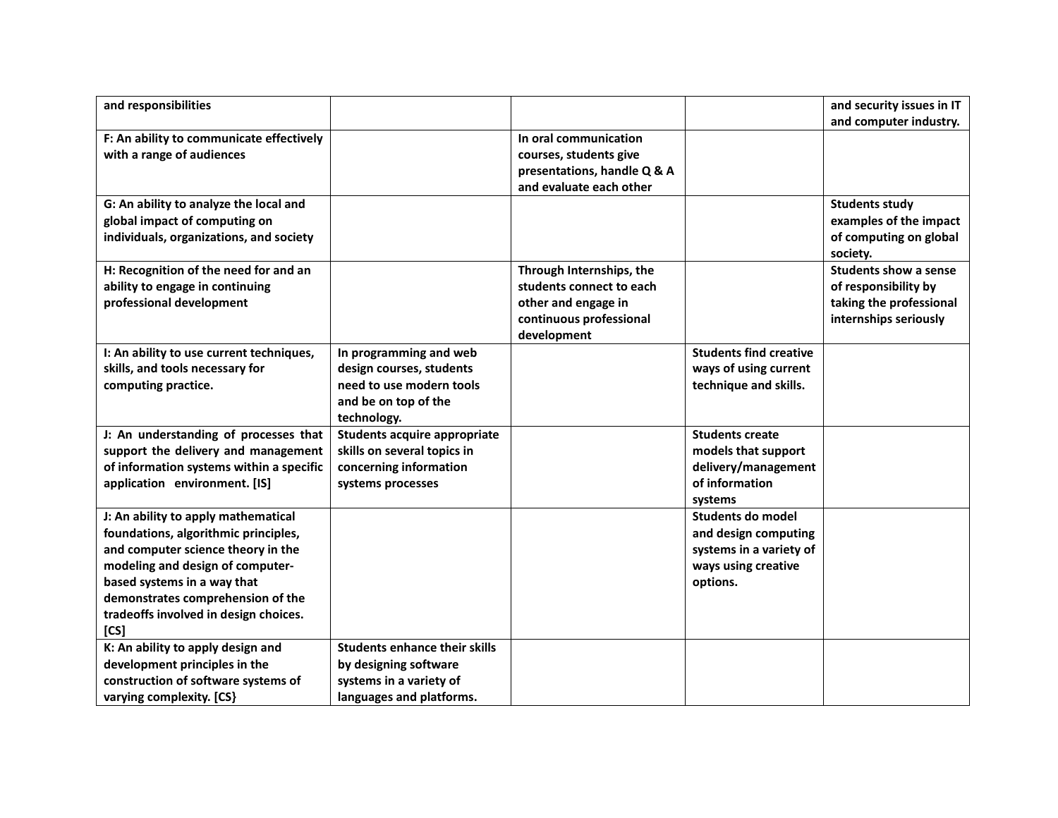| and responsibilities | | | | and security issues in IT and computer industry. |
|---|---|---|---|---|
| **F: An ability to communicate effectively with a range of audiences** | | **In oral communication courses, students give presentations, handle Q & A and evaluate each other** | | |
| **G: An ability to analyze the local and global impact of computing on individuals, organizations, and society** | | | | **Students study examples of the impact of computing on global society.** |
| **H: Recognition of the need for and an ability to engage in continuing professional development** | | **Through Internships, the students connect to each other and engage in continuous professional development** | | **Students show a sense of responsibility by taking the professional internships seriously** |
| **I: An ability to use current techniques, skills, and tools necessary for computing practice.** | **In programming and web design courses, students need to use modern tools and be on top of the technology.** | | **Students find creative ways of using current technique and skills.** | |
| **J: An understanding of processes that support the delivery and management of information systems within a specific application environment. [IS]** | **Students acquire appropriate skills on several topics in concerning information systems processes** | | **Students create models that support delivery/management of information systems** | |
| **J: An ability to apply mathematical foundations, algorithmic principles, and computer science theory in the modeling and design of computer-based systems in a way that demonstrates comprehension of the tradeoffs involved in design choices. [CS]** | | | **Students do model and design computing systems in a variety of ways using creative options.** | |
| **K: An ability to apply design and development principles in the construction of software systems of varying complexity. [CS}** | **Students enhance their skills by designing software systems in a variety of languages and platforms.** | | | |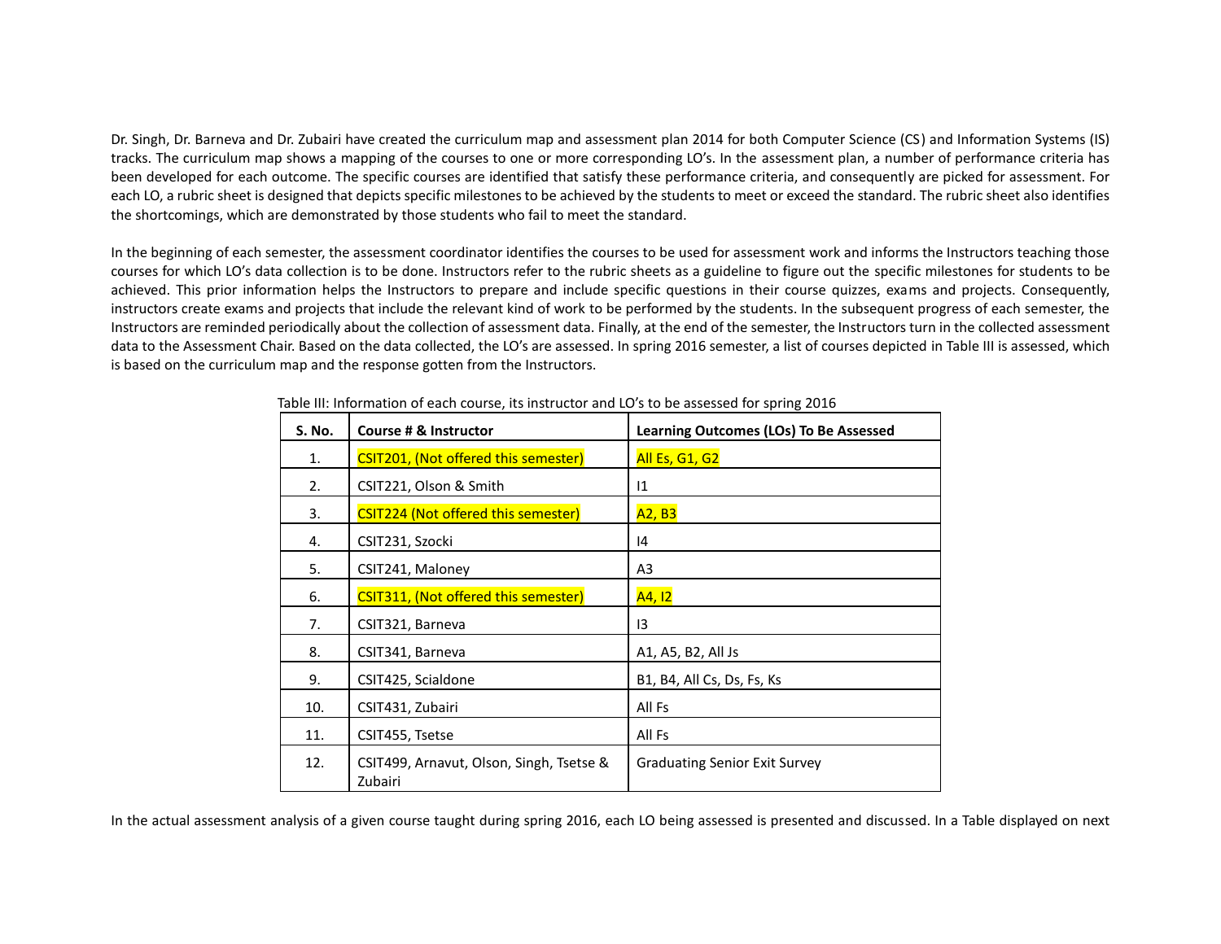Dr. Singh, Dr. Barneva and Dr. Zubairi have created the curriculum map and assessment plan 2014 for both Computer Science (CS) and Information Systems (IS) tracks. The curriculum map shows a mapping of the courses to one or more corresponding LO's. In the assessment plan, a number of performance criteria has been developed for each outcome. The specific courses are identified that satisfy these performance criteria, and consequently are picked for assessment. For each LO, a rubric sheet is designed that depicts specific milestones to be achieved by the students to meet or exceed the standard. The rubric sheet also identifies the shortcomings, which are demonstrated by those students who fail to meet the standard.

In the beginning of each semester, the assessment coordinator identifies the courses to be used for assessment work and informs the Instructors teaching those courses for which LO's data collection is to be done. Instructors refer to the rubric sheets as a guideline to figure out the specific milestones for students to be achieved. This prior information helps the Instructors to prepare and include specific questions in their course quizzes, exams and projects. Consequently, instructors create exams and projects that include the relevant kind of work to be performed by the students. In the subsequent progress of each semester, the Instructors are reminded periodically about the collection of assessment data. Finally, at the end of the semester, the Instructors turn in the collected assessment data to the Assessment Chair. Based on the data collected, the LO's are assessed. In spring 2016 semester, a list of courses depicted in Table III is assessed, which is based on the curriculum map and the response gotten from the Instructors.

Table III: Information of each course, its instructor and LO's to be assessed for spring 2016

| S. No. | Course # & Instructor | Learning Outcomes (LOs) To Be Assessed |
|---|---|---|
| 1. | CSIT201, (Not offered this semester) | All Es, G1, G2 |
| 2. | CSIT221, Olson & Smith | I1 |
| 3. | CSIT224 (Not offered this semester) | A2, B3 |
| 4. | CSIT231, Szocki | I4 |
| 5. | CSIT241, Maloney | A3 |
| 6. | CSIT311, (Not offered this semester) | A4, I2 |
| 7. | CSIT321, Barneva | I3 |
| 8. | CSIT341, Barneva | A1, A5, B2, All Js |
| 9. | CSIT425, Scialdone | B1, B4, All Cs, Ds, Fs, Ks |
| 10. | CSIT431, Zubairi | All Fs |
| 11. | CSIT455, Tsetse | All Fs |
| 12. | CSIT499, Arnavut, Olson, Singh, Tsetse & Zubairi | Graduating Senior Exit Survey |

In the actual assessment analysis of a given course taught during spring 2016, each LO being assessed is presented and discussed. In a Table displayed on next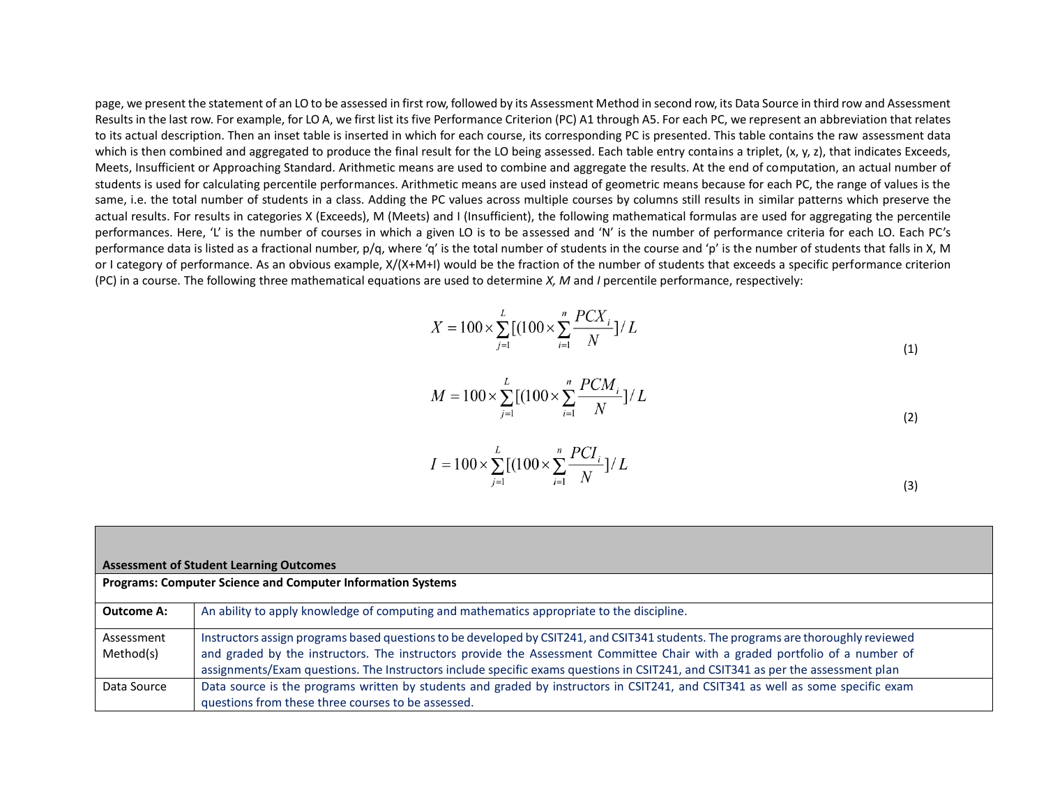page, we present the statement of an LO to be assessed in first row, followed by its Assessment Method in second row, its Data Source in third row and Assessment Results in the last row. For example, for LO A, we first list its five Performance Criterion (PC) A1 through A5. For each PC, we represent an abbreviation that relates to its actual description. Then an inset table is inserted in which for each course, its corresponding PC is presented. This table contains the raw assessment data which is then combined and aggregated to produce the final result for the LO being assessed. Each table entry contains a triplet, (x, y, z), that indicates Exceeds, Meets, Insufficient or Approaching Standard. Arithmetic means are used to combine and aggregate the results. At the end of computation, an actual number of students is used for calculating percentile performances. Arithmetic means are used instead of geometric means because for each PC, the range of values is the same, i.e. the total number of students in a class. Adding the PC values across multiple courses by columns still results in similar patterns which preserve the actual results. For results in categories X (Exceeds), M (Meets) and I (Insufficient), the following mathematical formulas are used for aggregating the percentile performances. Here, 'L' is the number of courses in which a given LO is to be assessed and 'N' is the number of performance criteria for each LO. Each PC's performance data is listed as a fractional number, p/q, where 'q' is the total number of students in the course and 'p' is the number of students that falls in X, M or I category of performance. As an obvious example, X/(X+M+I) would be the fraction of the number of students that exceeds a specific performance criterion (PC) in a course. The following three mathematical equations are used to determine *X, M* and *I* percentile performance, respectively:

$$X = 100 \times \sum_{j=1}^{L} [(100 \times \sum_{i=1}^{n} \frac{PCX_i}{N}] / L \quad (1)$$

$$M = 100 \times \sum_{j=1}^{L} [(100 \times \sum_{i=1}^{n} \frac{PCM_i}{N}] / L \quad (2)$$

$$I = 100 \times \sum_{j=1}^{L} [(100 \times \sum_{i=1}^{n} \frac{PCI_i}{N}] / L \quad (3)$$

| **Assessment of Student Learning Outcomes** | |
|---|---|
| **Programs: Computer Science and Computer Information Systems** | |
| **Outcome A:** | An ability to apply knowledge of computing and mathematics appropriate to the discipline. |
| Assessment Method(s) | Instructors assign programs based questions to be developed by CSIT241, and CSIT341 students. The programs are thoroughly reviewed and graded by the instructors. The instructors provide the Assessment Committee Chair with a graded portfolio of a number of assignments/Exam questions. The Instructors include specific exams questions in CSIT241, and CSIT341 as per the assessment plan |
| Data Source | Data source is the programs written by students and graded by instructors in CSIT241, and CSIT341 as well as some specific exam questions from these three courses to be assessed. |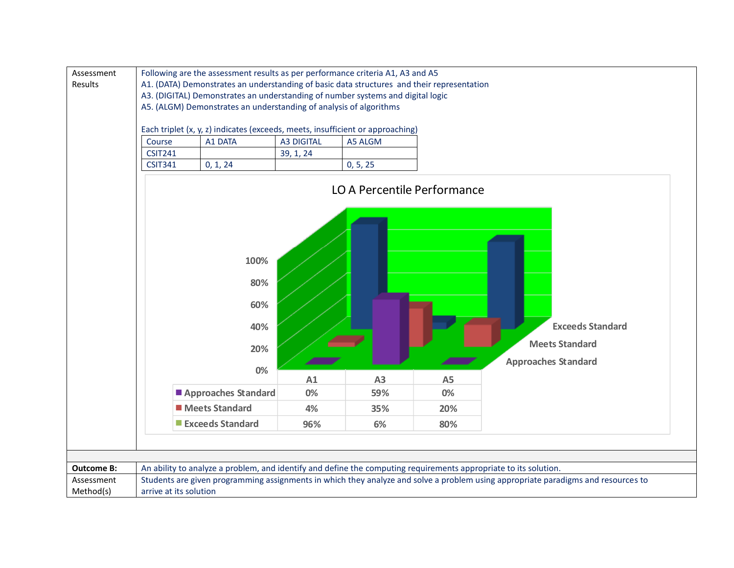| | |
|---|---|
| Assessment Results | Following are the assessment results as per performance criteria A1, A3 and A5<br>A1. (DATA) Demonstrates an understanding of basic data structures and their representation<br>A3. (DIGITAL) Demonstrates an understanding of number systems and digital logic<br>A5. (ALGM) Demonstrates an understanding of analysis of algorithms<br><br>Each triplet (x, y, z) indicates (exceeds, meets, insufficient or approaching) |

| Course | A1 DATA | A3 DIGITAL | A5 ALGM |
|---|---|---|---|
| CSIT241 | | 39, 1, 24 | |
| CSIT341 | 0, 1, 24 | | 0, 5, 25 |

LO A Percentile Performance

| | A1 | A3 | A5 |
|---|---|---|---|
| Approaches Standard | 0% | 59% | 0% |
| Meets Standard | 4% | 35% | 20% |
| Exceeds Standard | 96% | 6% | 80% |

| | |
|---|---|
| **Outcome B:** | An ability to analyze a problem, and identify and define the computing requirements appropriate to its solution. |
| Assessment Method(s) | Students are given programming assignments in which they analyze and solve a problem using appropriate paradigms and resources to arrive at its solution |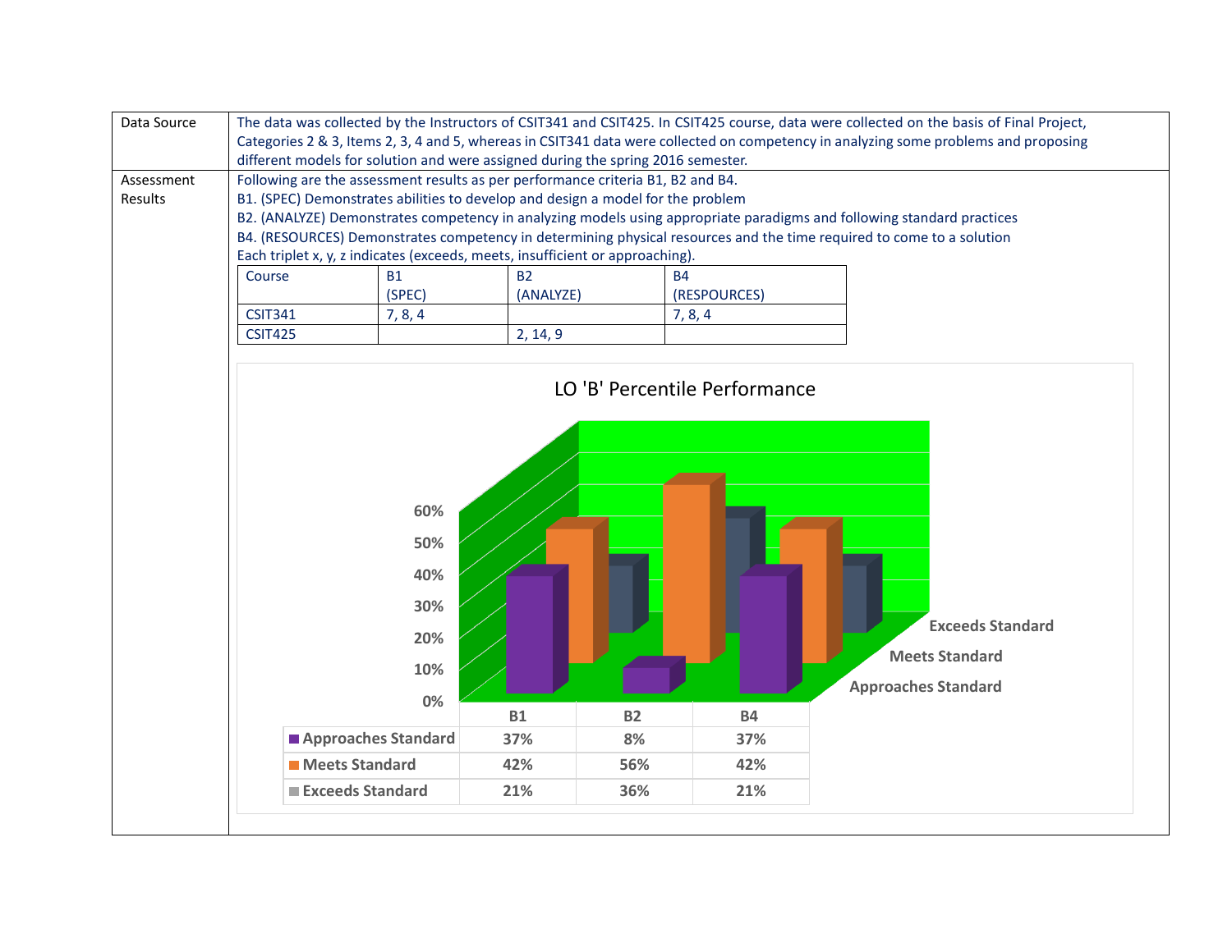| Data Source | The data was collected by the Instructors of CSIT341 and CSIT425. In CSIT425 course, data were collected on the basis of Final Project, Categories 2 & 3, Items 2, 3, 4 and 5, whereas in CSIT341 data were collected on competency in analyzing some problems and proposing different models for solution and were assigned during the spring 2016 semester. |
|---|---|
| Assessment Results | Following are the assessment results as per performance criteria B1, B2 and B4.<br>B1. (SPEC) Demonstrates abilities to develop and design a model for the problem<br>B2. (ANALYZE) Demonstrates competency in analyzing models using appropriate paradigms and following standard practices<br>B4. (RESOURCES) Demonstrates competency in determining physical resources and the time required to come to a solution<br>Each triplet x, y, z indicates (exceeds, meets, insufficient or approaching). |

| Course | B1 (SPEC) | B2 (ANALYZE) | B4 (RESPOURCES) |
|---|---|---|---|
| CSIT341 | 7, 8, 4 | | 7, 8, 4 |
| CSIT425 | | 2, 14, 9 | |

LO 'B' Percentile Performance

| | B1 | B2 | B4 |
|---|---|---|---|
| Approaches Standard | 37% | 8% | 37% |
| Meets Standard | 42% | 56% | 42% |
| Exceeds Standard | 21% | 36% | 21% |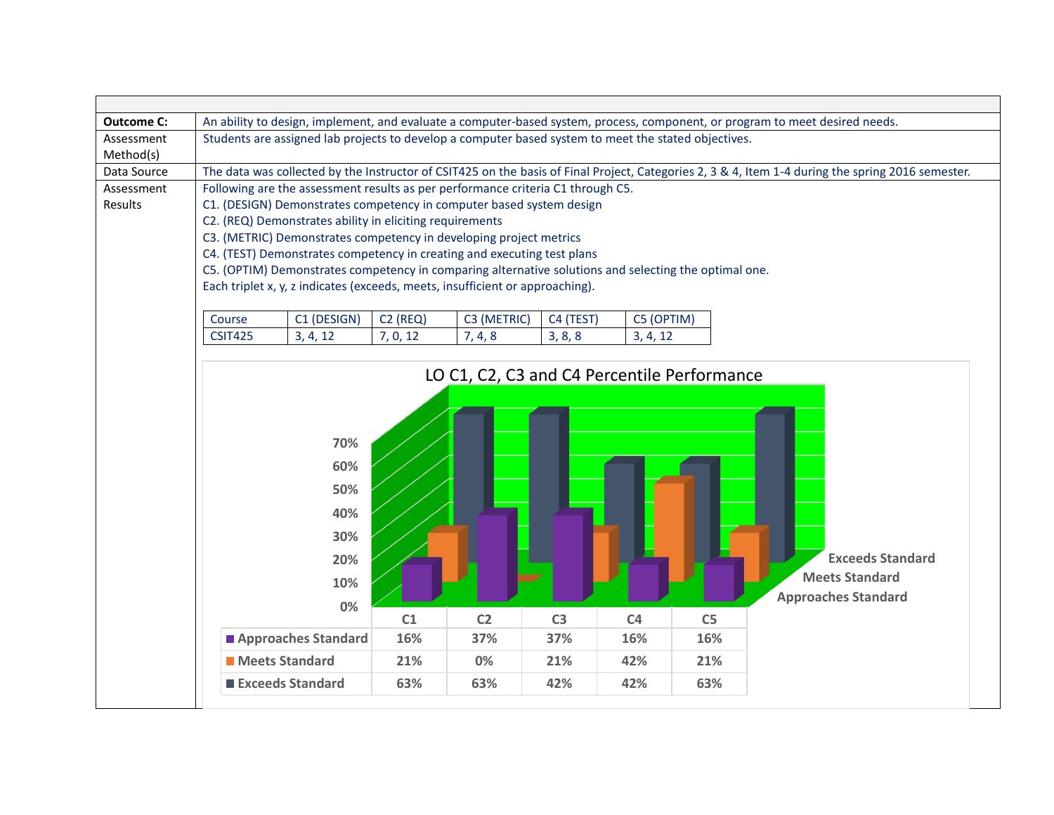| | |
|---|---|
| **Outcome C:** | An ability to design, implement, and evaluate a computer-based system, process, component, or program to meet desired needs. |
| Assessment Method(s) | Students are assigned lab projects to develop a computer based system to meet the stated objectives. |
| Data Source | The data was collected by the Instructor of CSIT425 on the basis of Final Project, Categories 2, 3 & 4, Item 1-4 during the spring 2016 semester. |
| Assessment Results | Following are the assessment results as per performance criteria C1 through C5.<br>C1. (DESIGN) Demonstrates competency in computer based system design<br>C2. (REQ) Demonstrates ability in eliciting requirements<br>C3. (METRIC) Demonstrates competency in developing project metrics<br>C4. (TEST) Demonstrates competency in creating and executing test plans<br>C5. (OPTIM) Demonstrates competency in comparing alternative solutions and selecting the optimal one.<br>Each triplet x, y, z indicates (exceeds, meets, insufficient or approaching). |

| Course | C1 (DESIGN) | C2 (REQ) | C3 (METRIC) | C4 (TEST) | C5 (OPTIM) |
|---|---|---|---|---|---|
| CSIT425 | 3, 4, 12 | 7, 0, 12 | 7, 4, 8 | 3, 8, 8 | 3, 4, 12 |

**LO C1, C2, C3 and C4 Percentile Performance**

| | C1 | C2 | C3 | C4 | C5 |
|---|---|---|---|---|---|
| Approaches Standard | 16% | 37% | 37% | 16% | 16% |
| Meets Standard | 21% | 0% | 21% | 42% | 21% |
| Exceeds Standard | 63% | 63% | 42% | 42% | 63% |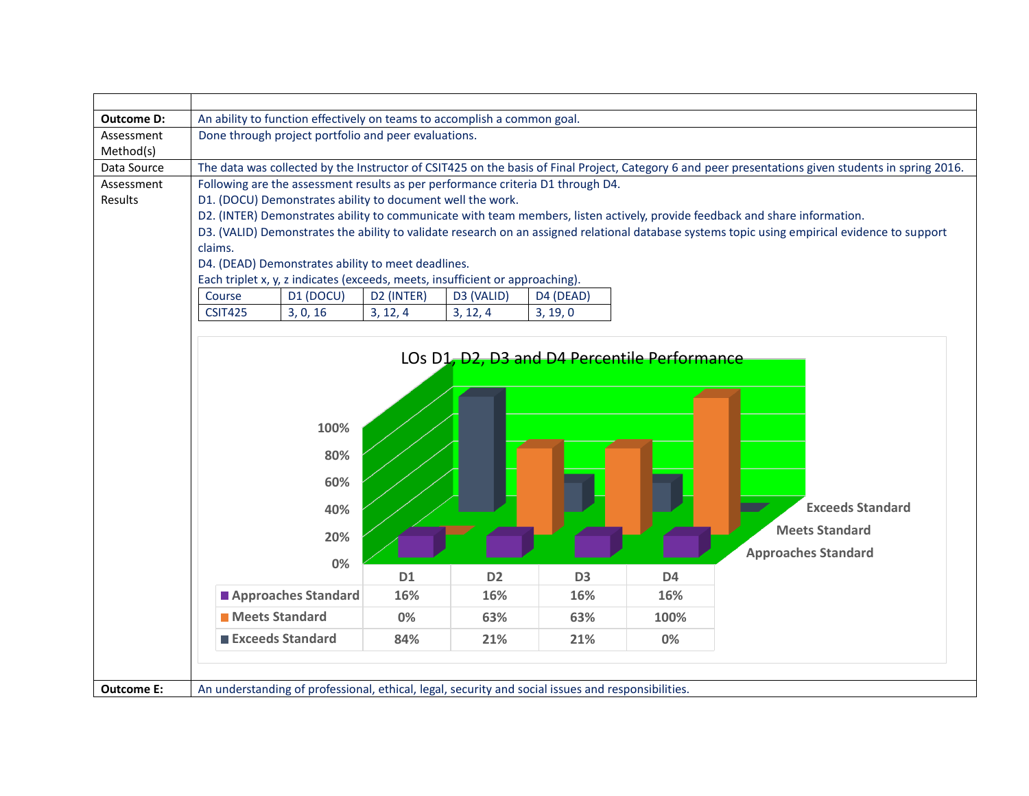| | |
|---|---|
| **Outcome D:** | An ability to function effectively on teams to accomplish a common goal. |
| Assessment Method(s) | Done through project portfolio and peer evaluations. |
| Data Source | The data was collected by the Instructor of CSIT425 on the basis of Final Project, Category 6 and peer presentations given students in spring 2016. |
| Assessment Results | Following are the assessment results as per performance criteria D1 through D4.<br>D1. (DOCU) Demonstrates ability to document well the work.<br>D2. (INTER) Demonstrates ability to communicate with team members, listen actively, provide feedback and share information.<br>D3. (VALID) Demonstrates the ability to validate research on an assigned relational database systems topic using empirical evidence to support claims.<br>D4. (DEAD) Demonstrates ability to meet deadlines.<br>Each triplet x, y, z indicates (exceeds, meets, insufficient or approaching). |

| Course | D1 (DOCU) | D2 (INTER) | D3 (VALID) | D4 (DEAD) |
|---|---|---|---|---|
| CSIT425 | 3, 0, 16 | 3, 12, 4 | 3, 12, 4 | 3, 19, 0 |

LOs D1, D2, D3 and D4 Percentile Performance

| | D1 | D2 | D3 | D4 |
|---|---|---|---|---|
| Approaches Standard | 16% | 16% | 16% | 16% |
| Meets Standard | 0% | 63% | 63% | 100% |
| Exceeds Standard | 84% | 21% | 21% | 0% |

| | |
|---|---|
| **Outcome E:** | An understanding of professional, ethical, legal, security and social issues and responsibilities. |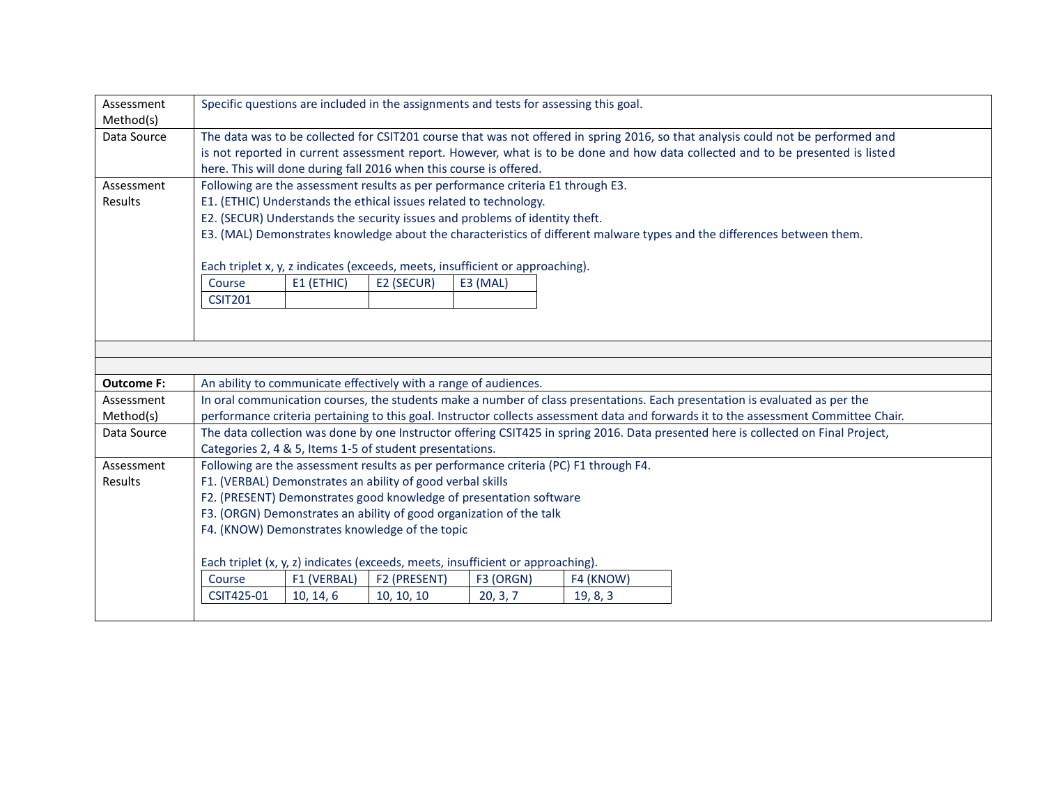| | |
|---|---|
| Assessment Method(s) | Specific questions are included in the assignments and tests for assessing this goal. |
| Data Source | The data was to be collected for CSIT201 course that was not offered in spring 2016, so that analysis could not be performed and is not reported in current assessment report. However, what is to be done and how data collected and to be presented is listed here. This will done during fall 2016 when this course is offered. |
| Assessment Results | Following are the assessment results as per performance criteria E1 through E3.<br>E1. (ETHIC) Understands the ethical issues related to technology.<br>E2. (SECUR) Understands the security issues and problems of identity theft.<br>E3. (MAL) Demonstrates knowledge about the characteristics of different malware types and the differences between them.<br><br>Each triplet x, y, z indicates (exceeds, meets, insufficient or approaching). |

| Course | E1 (ETHIC) | E2 (SECUR) | E3 (MAL) |
|---|---|---|---|
| CSIT201 | | | |

| | |
|---|---|
| **Outcome F:** | An ability to communicate effectively with a range of audiences. |
| Assessment Method(s) | In oral communication courses, the students make a number of class presentations. Each presentation is evaluated as per the performance criteria pertaining to this goal. Instructor collects assessment data and forwards it to the assessment Committee Chair. |
| Data Source | The data collection was done by one Instructor offering CSIT425 in spring 2016. Data presented here is collected on Final Project, Categories 2, 4 & 5, Items 1-5 of student presentations. |
| Assessment Results | Following are the assessment results as per performance criteria (PC) F1 through F4.<br>F1. (VERBAL) Demonstrates an ability of good verbal skills<br>F2. (PRESENT) Demonstrates good knowledge of presentation software<br>F3. (ORGN) Demonstrates an ability of good organization of the talk<br>F4. (KNOW) Demonstrates knowledge of the topic<br><br>Each triplet (x, y, z) indicates (exceeds, meets, insufficient or approaching). |

| Course | F1 (VERBAL) | F2 (PRESENT) | F3 (ORGN) | F4 (KNOW) |
|---|---|---|---|---|
| CSIT425-01 | 10, 14, 6 | 10, 10, 10 | 20, 3, 7 | 19, 8, 3 |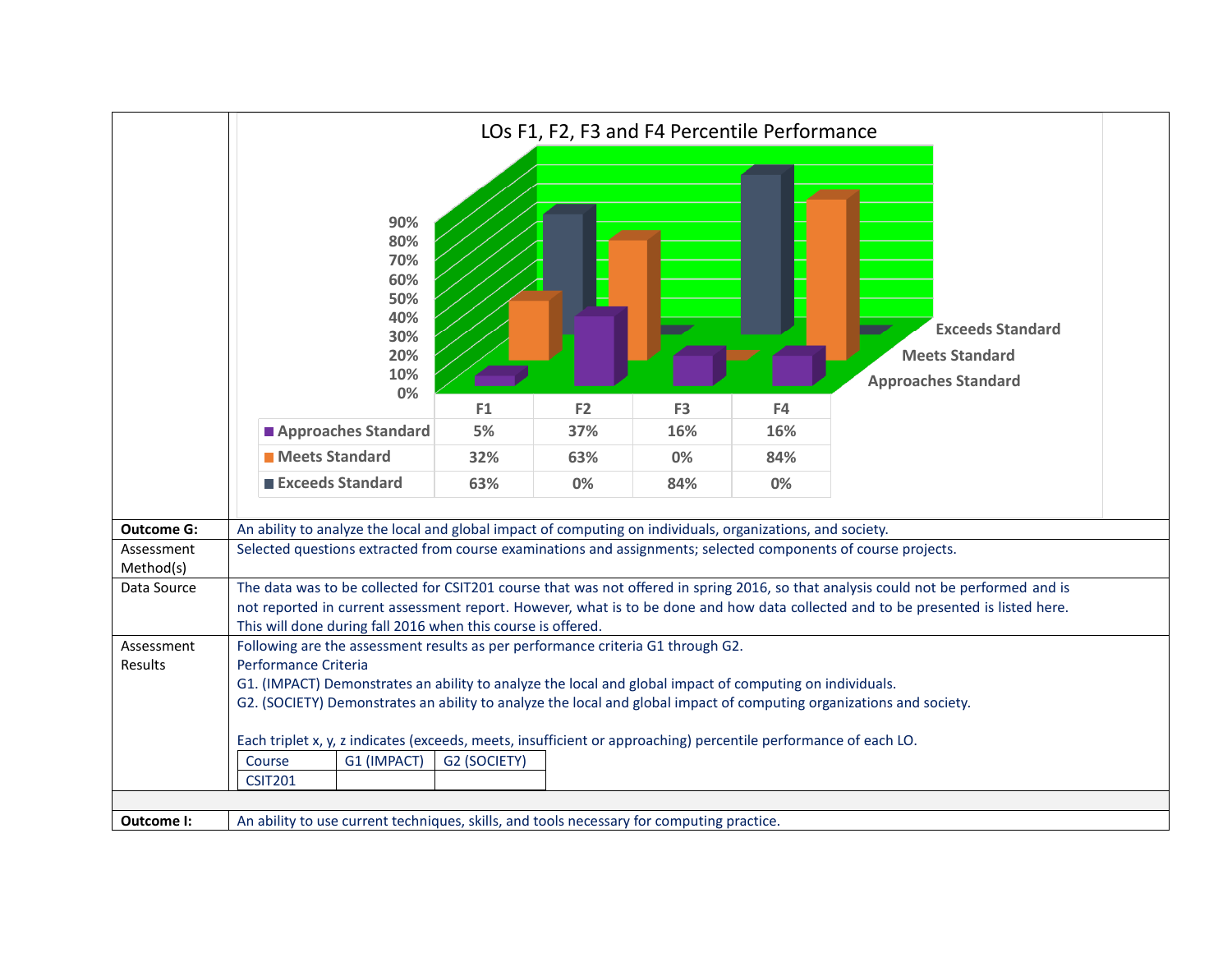**LOs F1, F2, F3 and F4 Percentile Performance**

| | F1 | F2 | F3 | F4 |
|---|---|---|---|---|
| Approaches Standard | 5% | 37% | 16% | 16% |
| Meets Standard | 32% | 63% | 0% | 84% |
| Exceeds Standard | 63% | 0% | 84% | 0% |

| | |
|---|---|
| **Outcome G:** | An ability to analyze the local and global impact of computing on individuals, organizations, and society. |
| Assessment Method(s) | Selected questions extracted from course examinations and assignments; selected components of course projects. |
| Data Source | The data was to be collected for CSIT201 course that was not offered in spring 2016, so that analysis could not be performed and is not reported in current assessment report. However, what is to be done and how data collected and to be presented is listed here. This will done during fall 2016 when this course is offered. |
| Assessment Results | Following are the assessment results as per performance criteria G1 through G2.<br>Performance Criteria<br>G1. (IMPACT) Demonstrates an ability to analyze the local and global impact of computing on individuals.<br>G2. (SOCIETY) Demonstrates an ability to analyze the local and global impact of computing organizations and society.<br><br>Each triplet x, y, z indicates (exceeds, meets, insufficient or approaching) percentile performance of each LO. |

| Course | G1 (IMPACT) | G2 (SOCIETY) |
|---|---|---|
| CSIT201 | | |

| | |
|---|---|
| **Outcome I:** | An ability to use current techniques, skills, and tools necessary for computing practice. |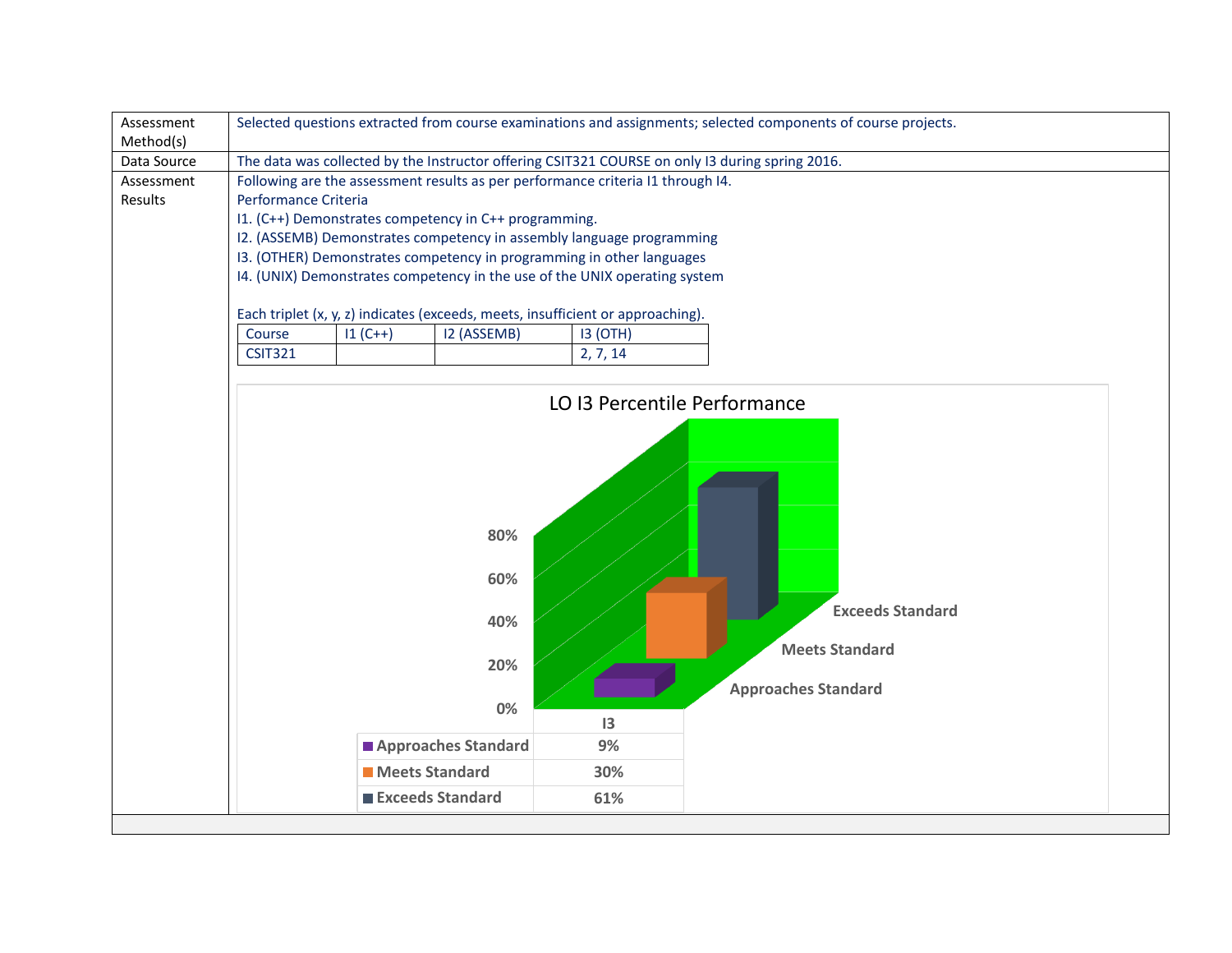| Assessment Method(s) | Selected questions extracted from course examinations and assignments; selected components of course projects. |
|---|---|
| Data Source | The data was collected by the Instructor offering CSIT321 COURSE on only I3 during spring 2016. |
| Assessment Results | Following are the assessment results as per performance criteria I1 through I4.<br>Performance Criteria<br>I1. (C++) Demonstrates competency in C++ programming.<br>I2. (ASSEMB) Demonstrates competency in assembly language programming<br>I3. (OTHER) Demonstrates competency in programming in other languages<br>I4. (UNIX) Demonstrates competency in the use of the UNIX operating system<br><br>Each triplet (x, y, z) indicates (exceeds, meets, insufficient or approaching). |

| Course | I1 (C++) | I2 (ASSEMB) | I3 (OTH) |
|---|---|---|---|
| CSIT321 | | | 2, 7, 14 |

LO I3 Percentile Performance

| | I3 |
|---|---|
| Approaches Standard | 9% |
| Meets Standard | 30% |
| Exceeds Standard | 61% |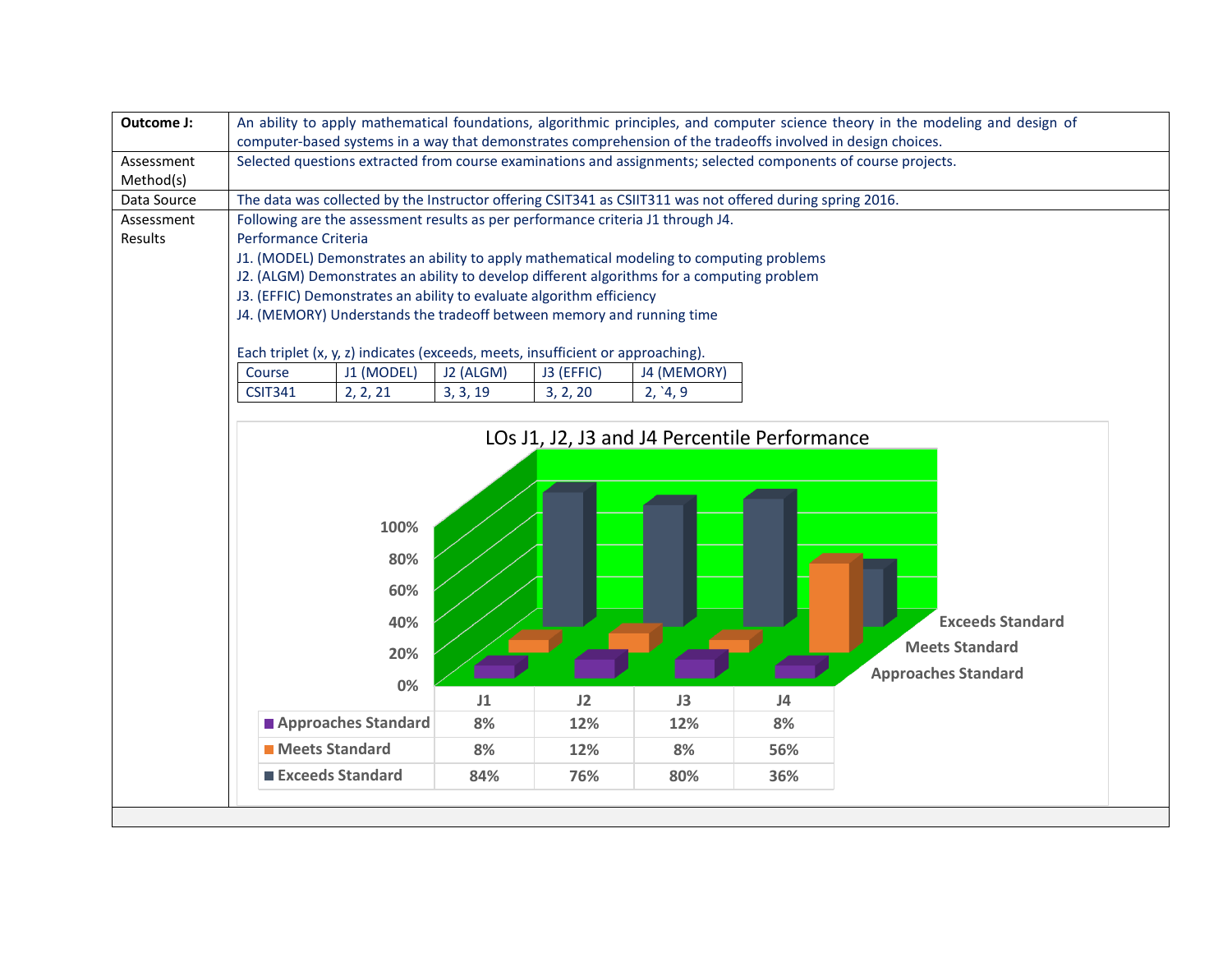| | |
|---|---|
| **Outcome J:** | An ability to apply mathematical foundations, algorithmic principles, and computer science theory in the modeling and design of computer-based systems in a way that demonstrates comprehension of the tradeoffs involved in design choices. |
| Assessment Method(s) | Selected questions extracted from course examinations and assignments; selected components of course projects. |
| Data Source | The data was collected by the Instructor offering CSIT341 as CSIIT311 was not offered during spring 2016. |
| Assessment Results | Following are the assessment results as per performance criteria J1 through J4.<br>Performance Criteria<br>J1. (MODEL) Demonstrates an ability to apply mathematical modeling to computing problems<br>J2. (ALGM) Demonstrates an ability to develop different algorithms for a computing problem<br>J3. (EFFIC) Demonstrates an ability to evaluate algorithm efficiency<br>J4. (MEMORY) Understands the tradeoff between memory and running time<br><br>Each triplet (x, y, z) indicates (exceeds, meets, insufficient or approaching). |

| Course | J1 (MODEL) | J2 (ALGM) | J3 (EFFIC) | J4 (MEMORY) |
|---|---|---|---|---|
| CSIT341 | 2, 2, 21 | 3, 3, 19 | 3, 2, 20 | 2, `4, 9 |

LOs J1, J2, J3 and J4 Percentile Performance

| | J1 | J2 | J3 | J4 |
|---|---|---|---|---|
| Approaches Standard | 8% | 12% | 12% | 8% |
| Meets Standard | 8% | 12% | 8% | 56% |
| Exceeds Standard | 84% | 76% | 80% | 36% |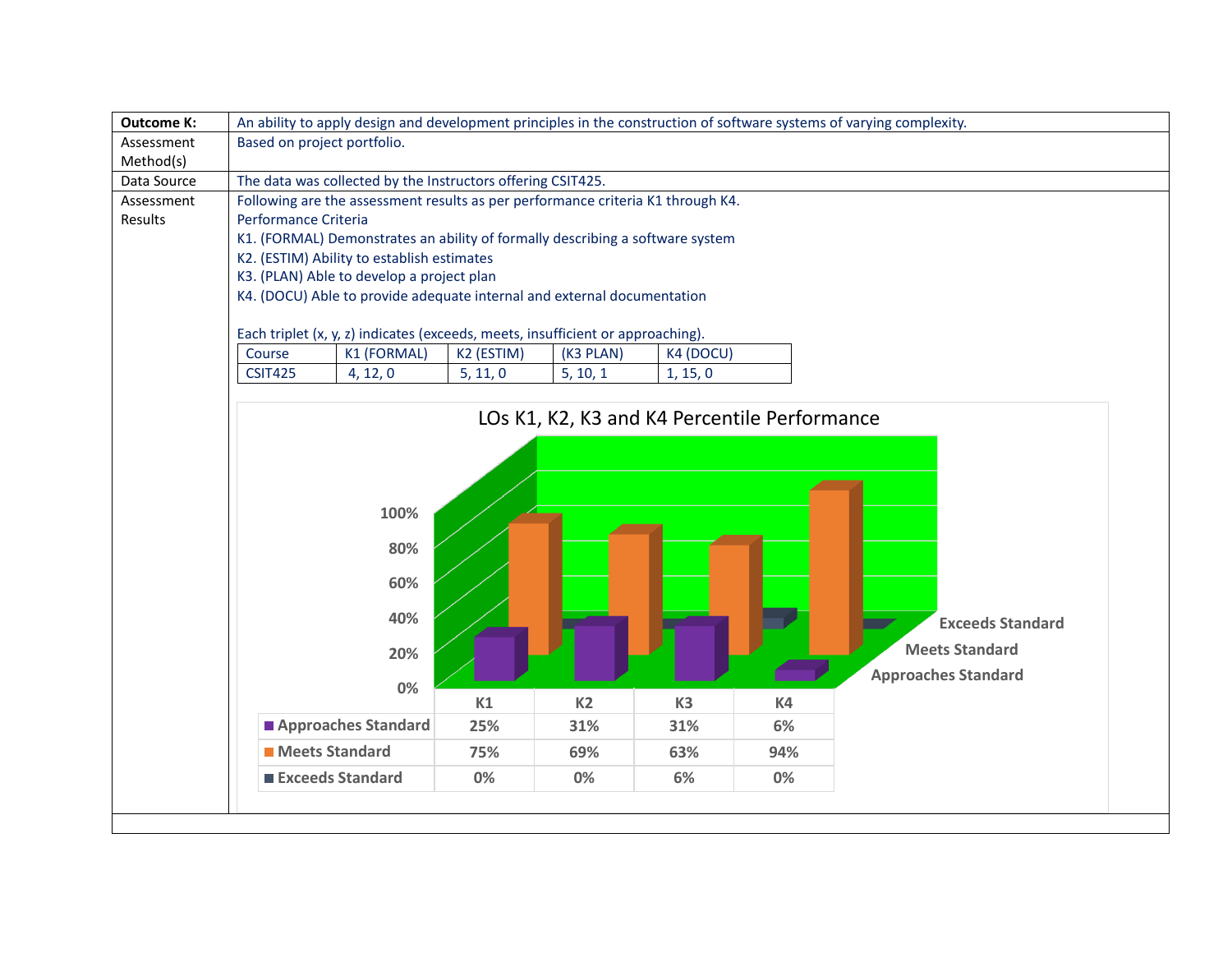| Outcome K: | An ability to apply design and development principles in the construction of software systems of varying complexity. |
|---|---|
| Assessment Method(s) | Based on project portfolio. |
| Data Source | The data was collected by the Instructors offering CSIT425. |
| Assessment Results | Following are the assessment results as per performance criteria K1 through K4. |

Performance Criteria

K1. (FORMAL) Demonstrates an ability of formally describing a software system

K2. (ESTIM) Ability to establish estimates

K3. (PLAN) Able to develop a project plan

K4. (DOCU) Able to provide adequate internal and external documentation

Each triplet (x, y, z) indicates (exceeds, meets, insufficient or approaching).

| Course | K1 (FORMAL) | K2 (ESTIM) | (K3 PLAN) | K4 (DOCU) |
|---|---|---|---|---|
| CSIT425 | 4, 12, 0 | 5, 11, 0 | 5, 10, 1 | 1, 15, 0 |

LOs K1, K2, K3 and K4 Percentile Performance

| | K1 | K2 | K3 | K4 |
|---|---|---|---|---|
| Approaches Standard | 25% | 31% | 31% | 6% |
| Meets Standard | 75% | 69% | 63% | 94% |
| Exceeds Standard | 0% | 0% | 6% | 0% |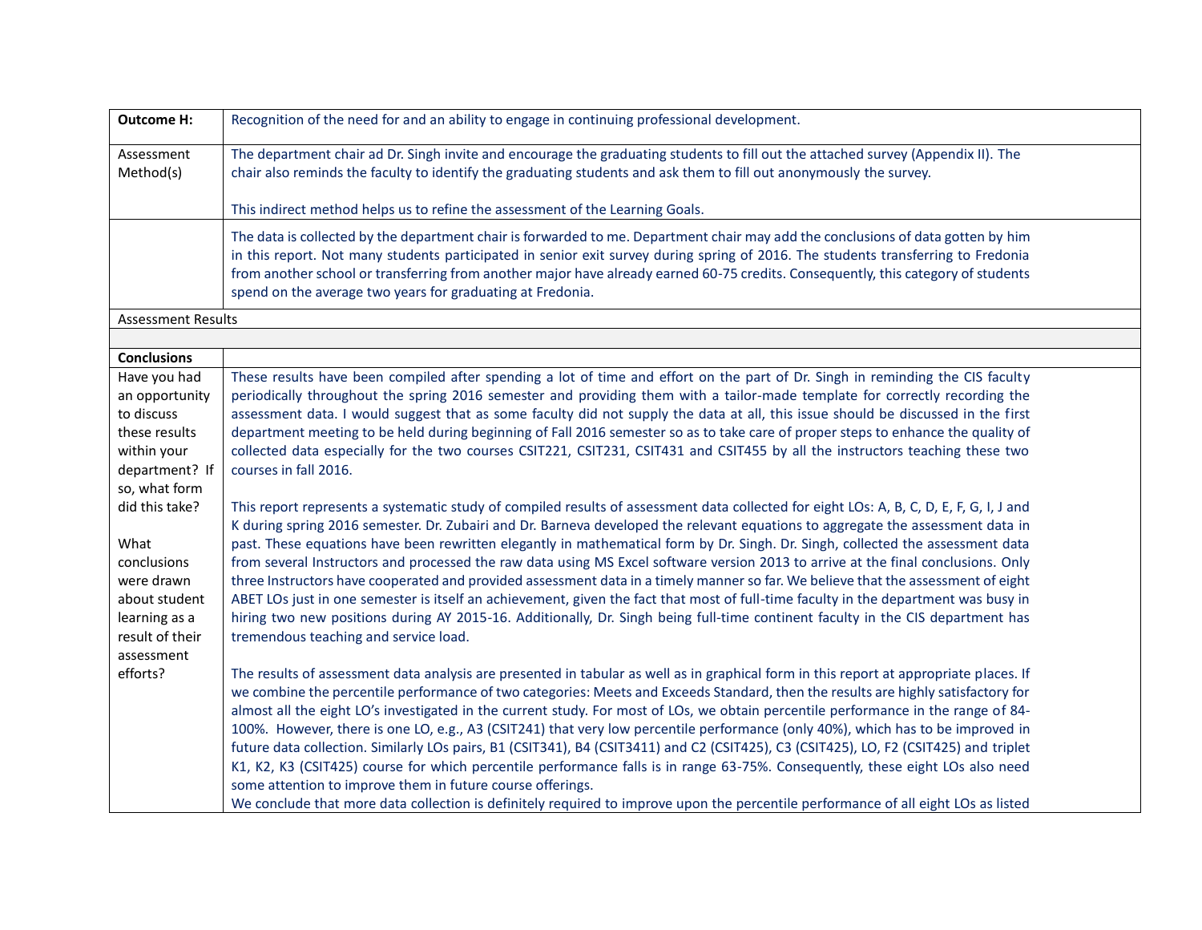| **Outcome H:** | Recognition of the need for and an ability to engage in continuing professional development. |
|---|---|
| Assessment Method(s) | The department chair ad Dr. Singh invite and encourage the graduating students to fill out the attached survey (Appendix II). The chair also reminds the faculty to identify the graduating students and ask them to fill out anonymously the survey.<br><br>This indirect method helps us to refine the assessment of the Learning Goals. |
| | The data is collected by the department chair is forwarded to me. Department chair may add the conclusions of data gotten by him in this report. Not many students participated in senior exit survey during spring of 2016. The students transferring to Fredonia from another school or transferring from another major have already earned 60-75 credits. Consequently, this category of students spend on the average two years for graduating at Fredonia. |
| Assessment Results | |
| | |
| **Conclusions** | |
| Have you had an opportunity to discuss these results within your department? If so, what form did this take?<br><br>What conclusions were drawn about student learning as a result of their assessment efforts? | These results have been compiled after spending a lot of time and effort on the part of Dr. Singh in reminding the CIS faculty periodically throughout the spring 2016 semester and providing them with a tailor-made template for correctly recording the assessment data. I would suggest that as some faculty did not supply the data at all, this issue should be discussed in the first department meeting to be held during beginning of Fall 2016 semester so as to take care of proper steps to enhance the quality of collected data especially for the two courses CSIT221, CSIT231, CSIT431 and CSIT455 by all the instructors teaching these two courses in fall 2016.<br><br>This report represents a systematic study of compiled results of assessment data collected for eight LOs: A, B, C, D, E, F, G, I, J and K during spring 2016 semester. Dr. Zubairi and Dr. Barneva developed the relevant equations to aggregate the assessment data in past. These equations have been rewritten elegantly in mathematical form by Dr. Singh. Dr. Singh, collected the assessment data from several Instructors and processed the raw data using MS Excel software version 2013 to arrive at the final conclusions. Only three Instructors have cooperated and provided assessment data in a timely manner so far. We believe that the assessment of eight ABET LOs just in one semester is itself an achievement, given the fact that most of full-time faculty in the department was busy in hiring two new positions during AY 2015-16. Additionally, Dr. Singh being full-time continent faculty in the CIS department has tremendous teaching and service load.<br><br>The results of assessment data analysis are presented in tabular as well as in graphical form in this report at appropriate places. If we combine the percentile performance of two categories: Meets and Exceeds Standard, then the results are highly satisfactory for almost all the eight LO's investigated in the current study. For most of LOs, we obtain percentile performance in the range of 84-100%. However, there is one LO, e.g., A3 (CSIT241) that very low percentile performance (only 40%), which has to be improved in future data collection. Similarly LOs pairs, B1 (CSIT341), B4 (CSIT3411) and C2 (CSIT425), C3 (CSIT425), LO, F2 (CSIT425) and triplet K1, K2, K3 (CSIT425) course for which percentile performance falls is in range 63-75%. Consequently, these eight LOs also need some attention to improve them in future course offerings.<br>We conclude that more data collection is definitely required to improve upon the percentile performance of all eight LOs as listed |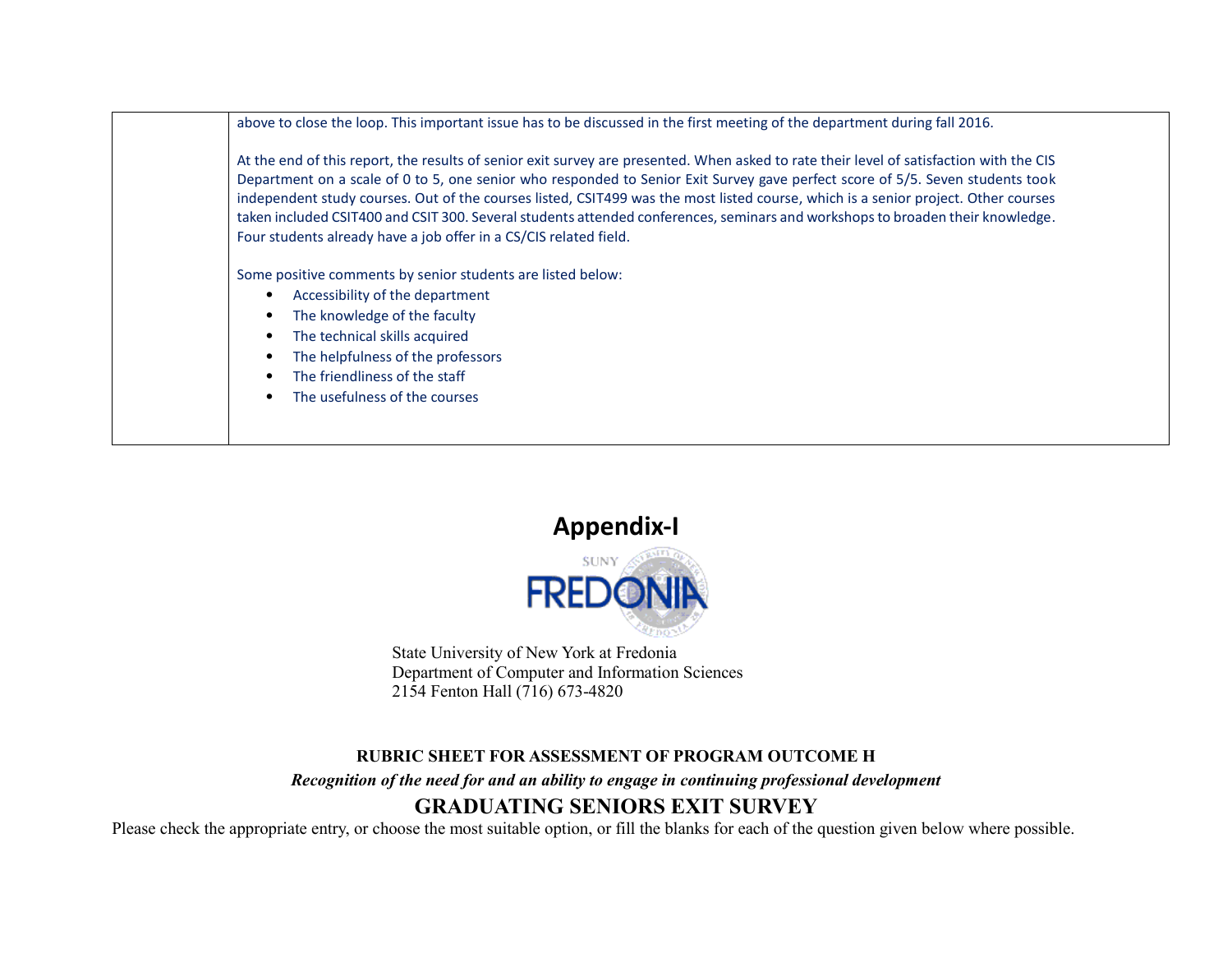| | above to close the loop. This important issue has to be discussed in the first meeting of the department during fall 2016.<br><br>At the end of this report, the results of senior exit survey are presented. When asked to rate their level of satisfaction with the CIS Department on a scale of 0 to 5, one senior who responded to Senior Exit Survey gave perfect score of 5/5. Seven students took independent study courses. Out of the courses listed, CSIT499 was the most listed course, which is a senior project. Other courses taken included CSIT400 and CSIT 300. Several students attended conferences, seminars and workshops to broaden their knowledge. Four students already have a job offer in a CS/CIS related field.<br><br>Some positive comments by senior students are listed below:<br>• Accessibility of the department<br>• The knowledge of the faculty<br>• The technical skills acquired<br>• The helpfulness of the professors<br>• The friendliness of the staff<br>• The usefulness of the courses |
|---|---|

# Appendix-I

SUNY FREDONIA

State University of New York at Fredonia
Department of Computer and Information Sciences
2154 Fenton Hall (716) 673-4820

**RUBRIC SHEET FOR ASSESSMENT OF PROGRAM OUTCOME H**

***Recognition of the need for and an ability to engage in continuing professional development***

## GRADUATING SENIORS EXIT SURVEY

Please check the appropriate entry, or choose the most suitable option, or fill the blanks for each of the question given below where possible.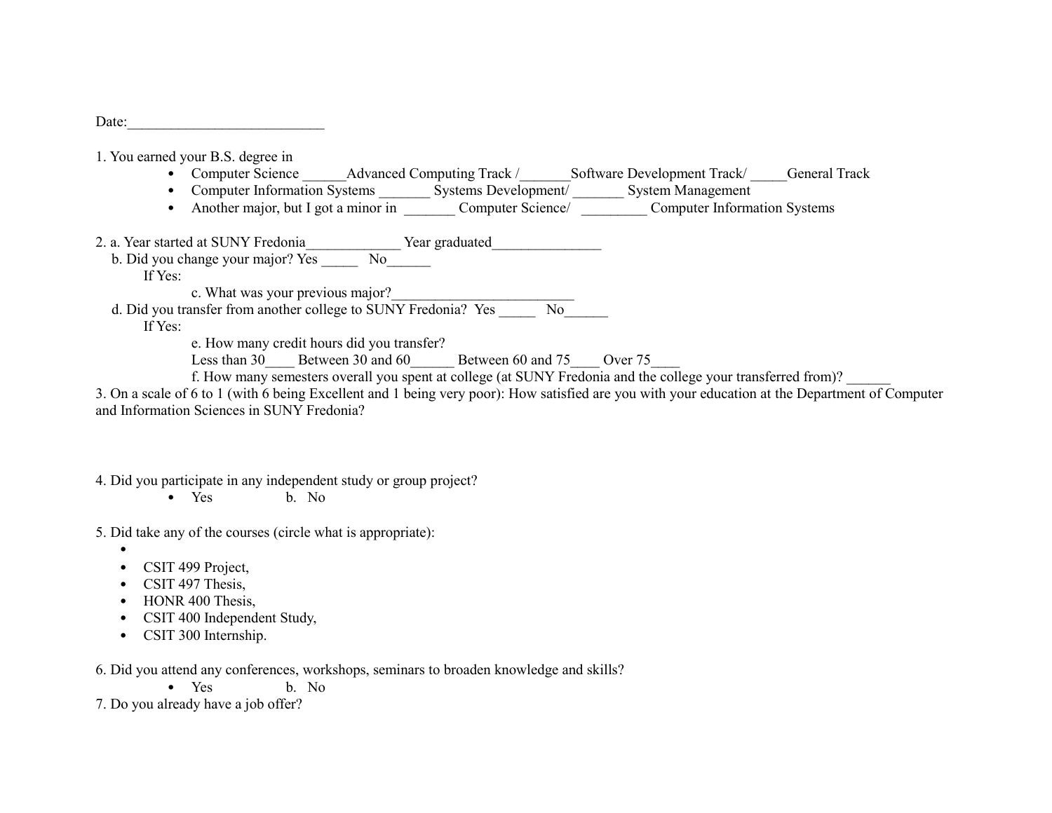Date:___________________________

1. You earned your B.S. degree in
    - Computer Science ______Advanced Computing Track /_______Software Development Track/ _____General Track
    - Computer Information Systems _______ Systems Development/ _______ System Management
    - Another major, but I got a minor in _______ Computer Science/ _________ Computer Information Systems

2. a. Year started at SUNY Fredonia_____________ Year graduated_______________

    b. Did you change your major? Yes _____ No______

    If Yes:

    c. What was your previous major?_________________________

    d. Did you transfer from another college to SUNY Fredonia? Yes _____ No______

    If Yes:

    e. How many credit hours did you transfer?

    Less than 30____ Between 30 and 60______ Between 60 and 75____ Over 75____

    f. How many semesters overall you spent at college (at SUNY Fredonia and the college your transferred from)? ______

3. On a scale of 6 to 1 (with 6 being Excellent and 1 being very poor): How satisfied are you with your education at the Department of Computer and Information Sciences in SUNY Fredonia?

4. Did you participate in any independent study or group project?
    - Yes    b. No

5. Did take any of the courses (circle what is appropriate):
    - 
    - CSIT 499 Project,
    - CSIT 497 Thesis,
    - HONR 400 Thesis,
    - CSIT 400 Independent Study,
    - CSIT 300 Internship.

6. Did you attend any conferences, workshops, seminars to broaden knowledge and skills?
    - Yes    b. No

7. Do you already have a job offer?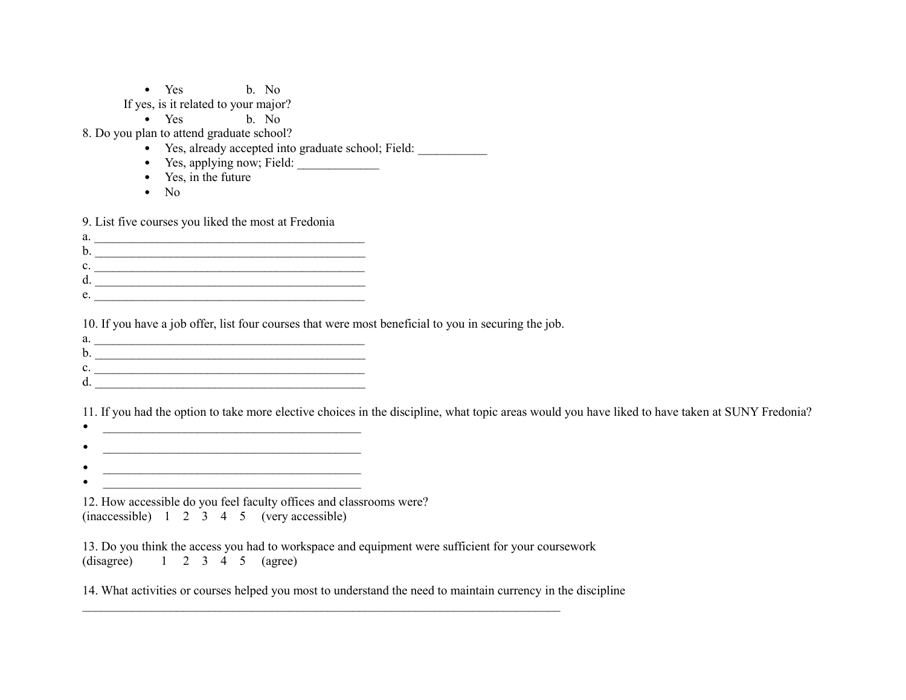- Yes b. No

If yes, is it related to your major?

- Yes b. No

8. Do you plan to attend graduate school?
   - Yes, already accepted into graduate school; Field: ___________
   - Yes, applying now; Field: _____________
   - Yes, in the future
   - No

9. List five courses you liked the most at Fredonia

a. _____________________________________________
b. _____________________________________________
c. _____________________________________________
d. _____________________________________________
e. _____________________________________________

10. If you have a job offer, list four courses that were most beneficial to you in securing the job.

a. _____________________________________________
b. _____________________________________________
c. _____________________________________________
d. _____________________________________________

11. If you had the option to take more elective choices in the discipline, what topic areas would you have liked to have taken at SUNY Fredonia?

- ___________________________________________
- ___________________________________________
- ___________________________________________
- ___________________________________________

12. How accessible do you feel faculty offices and classrooms were?
(inaccessible) 1 2 3 4 5 (very accessible)

13. Do you think the access you had to workspace and equipment were sufficient for your coursework
(disagree) 1 2 3 4 5 (agree)

14. What activities or courses helped you most to understand the need to maintain currency in the discipline
_________________________________________________________________________________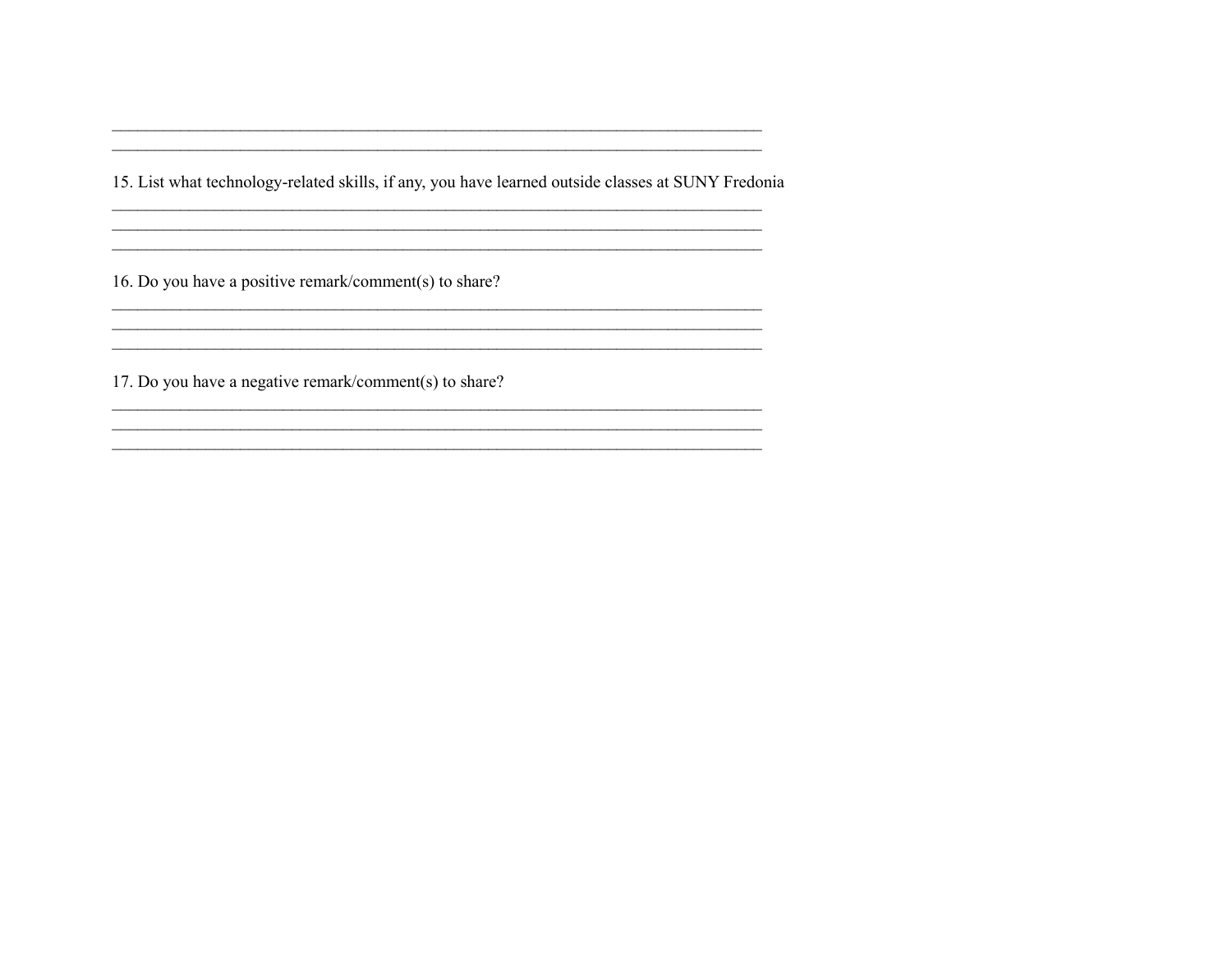\_\_\_\_\_\_\_\_\_\_\_\_\_\_\_\_\_\_\_\_\_\_\_\_\_\_\_\_\_\_\_\_\_\_\_\_\_\_\_\_\_\_\_\_\_\_\_\_\_\_\_\_\_\_\_\_\_\_\_\_\_\_\_\_\_\_\_\_\_\_\_\_\_\_
\_\_\_\_\_\_\_\_\_\_\_\_\_\_\_\_\_\_\_\_\_\_\_\_\_\_\_\_\_\_\_\_\_\_\_\_\_\_\_\_\_\_\_\_\_\_\_\_\_\_\_\_\_\_\_\_\_\_\_\_\_\_\_\_\_\_\_\_\_\_\_\_\_\_

15. List what technology-related skills, if any, you have learned outside classes at SUNY Fredonia

\_\_\_\_\_\_\_\_\_\_\_\_\_\_\_\_\_\_\_\_\_\_\_\_\_\_\_\_\_\_\_\_\_\_\_\_\_\_\_\_\_\_\_\_\_\_\_\_\_\_\_\_\_\_\_\_\_\_\_\_\_\_\_\_\_\_\_\_\_\_\_\_\_\_
\_\_\_\_\_\_\_\_\_\_\_\_\_\_\_\_\_\_\_\_\_\_\_\_\_\_\_\_\_\_\_\_\_\_\_\_\_\_\_\_\_\_\_\_\_\_\_\_\_\_\_\_\_\_\_\_\_\_\_\_\_\_\_\_\_\_\_\_\_\_\_\_\_\_
\_\_\_\_\_\_\_\_\_\_\_\_\_\_\_\_\_\_\_\_\_\_\_\_\_\_\_\_\_\_\_\_\_\_\_\_\_\_\_\_\_\_\_\_\_\_\_\_\_\_\_\_\_\_\_\_\_\_\_\_\_\_\_\_\_\_\_\_\_\_\_\_\_\_

16. Do you have a positive remark/comment(s) to share?

\_\_\_\_\_\_\_\_\_\_\_\_\_\_\_\_\_\_\_\_\_\_\_\_\_\_\_\_\_\_\_\_\_\_\_\_\_\_\_\_\_\_\_\_\_\_\_\_\_\_\_\_\_\_\_\_\_\_\_\_\_\_\_\_\_\_\_\_\_\_\_\_\_\_
\_\_\_\_\_\_\_\_\_\_\_\_\_\_\_\_\_\_\_\_\_\_\_\_\_\_\_\_\_\_\_\_\_\_\_\_\_\_\_\_\_\_\_\_\_\_\_\_\_\_\_\_\_\_\_\_\_\_\_\_\_\_\_\_\_\_\_\_\_\_\_\_\_\_
\_\_\_\_\_\_\_\_\_\_\_\_\_\_\_\_\_\_\_\_\_\_\_\_\_\_\_\_\_\_\_\_\_\_\_\_\_\_\_\_\_\_\_\_\_\_\_\_\_\_\_\_\_\_\_\_\_\_\_\_\_\_\_\_\_\_\_\_\_\_\_\_\_\_

17. Do you have a negative remark/comment(s) to share?

\_\_\_\_\_\_\_\_\_\_\_\_\_\_\_\_\_\_\_\_\_\_\_\_\_\_\_\_\_\_\_\_\_\_\_\_\_\_\_\_\_\_\_\_\_\_\_\_\_\_\_\_\_\_\_\_\_\_\_\_\_\_\_\_\_\_\_\_\_\_\_\_\_\_
\_\_\_\_\_\_\_\_\_\_\_\_\_\_\_\_\_\_\_\_\_\_\_\_\_\_\_\_\_\_\_\_\_\_\_\_\_\_\_\_\_\_\_\_\_\_\_\_\_\_\_\_\_\_\_\_\_\_\_\_\_\_\_\_\_\_\_\_\_\_\_\_\_\_
\_\_\_\_\_\_\_\_\_\_\_\_\_\_\_\_\_\_\_\_\_\_\_\_\_\_\_\_\_\_\_\_\_\_\_\_\_\_\_\_\_\_\_\_\_\_\_\_\_\_\_\_\_\_\_\_\_\_\_\_\_\_\_\_\_\_\_\_\_\_\_\_\_\_